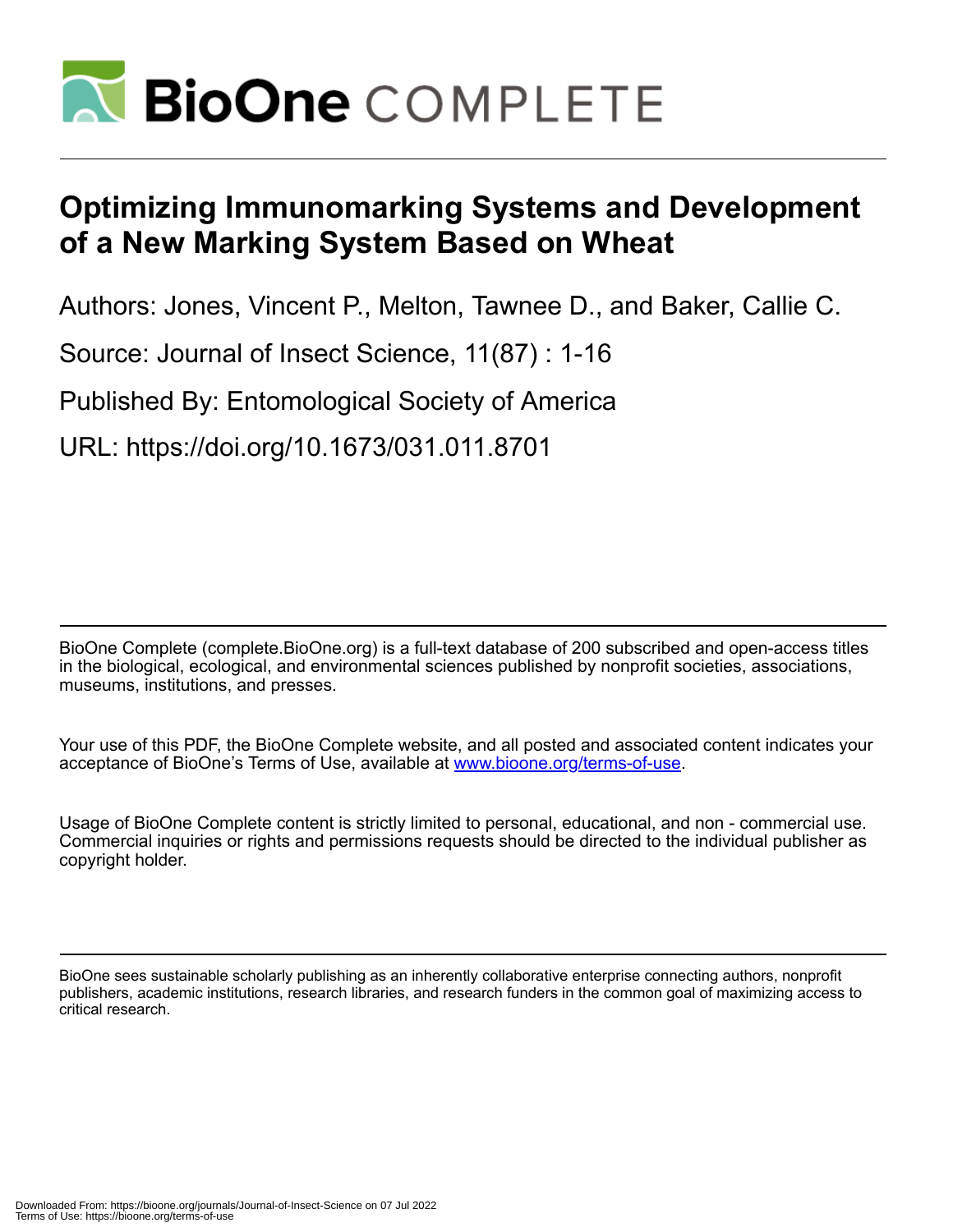# Optimizing Immunomarking Systems and Development of a New Marking System Based on Wheat

Authors: Jones, Vincent P., Melton, Tawnee D., and Baker, Callie C.

Source: Journal of Insect Science, 11(87) : 1-16

Published By: Entomological Society of America

URL: https://doi.org/10.1673/031.011.8701

BioOne Complete (complete.BioOne.org) is a full-text database of 200 subscribed and open-access titles in the biological, ecological, and environmental sciences published by nonprofit societies, associations, museums, institutions, and presses.

Your use of this PDF, the BioOne Complete website, and all posted and associated content indicates your acceptance of BioOne's Terms of Use, available at www.bioone.org/terms-of-use.

Usage of BioOne Complete content is strictly limited to personal, educational, and non - commercial use. Commercial inquiries or rights and permissions requests should be directed to the individual publisher as copyright holder.

BioOne sees sustainable scholarly publishing as an inherently collaborative enterprise connecting authors, nonprofit publishers, academic institutions, research libraries, and research funders in the common goal of maximizing access to critical research.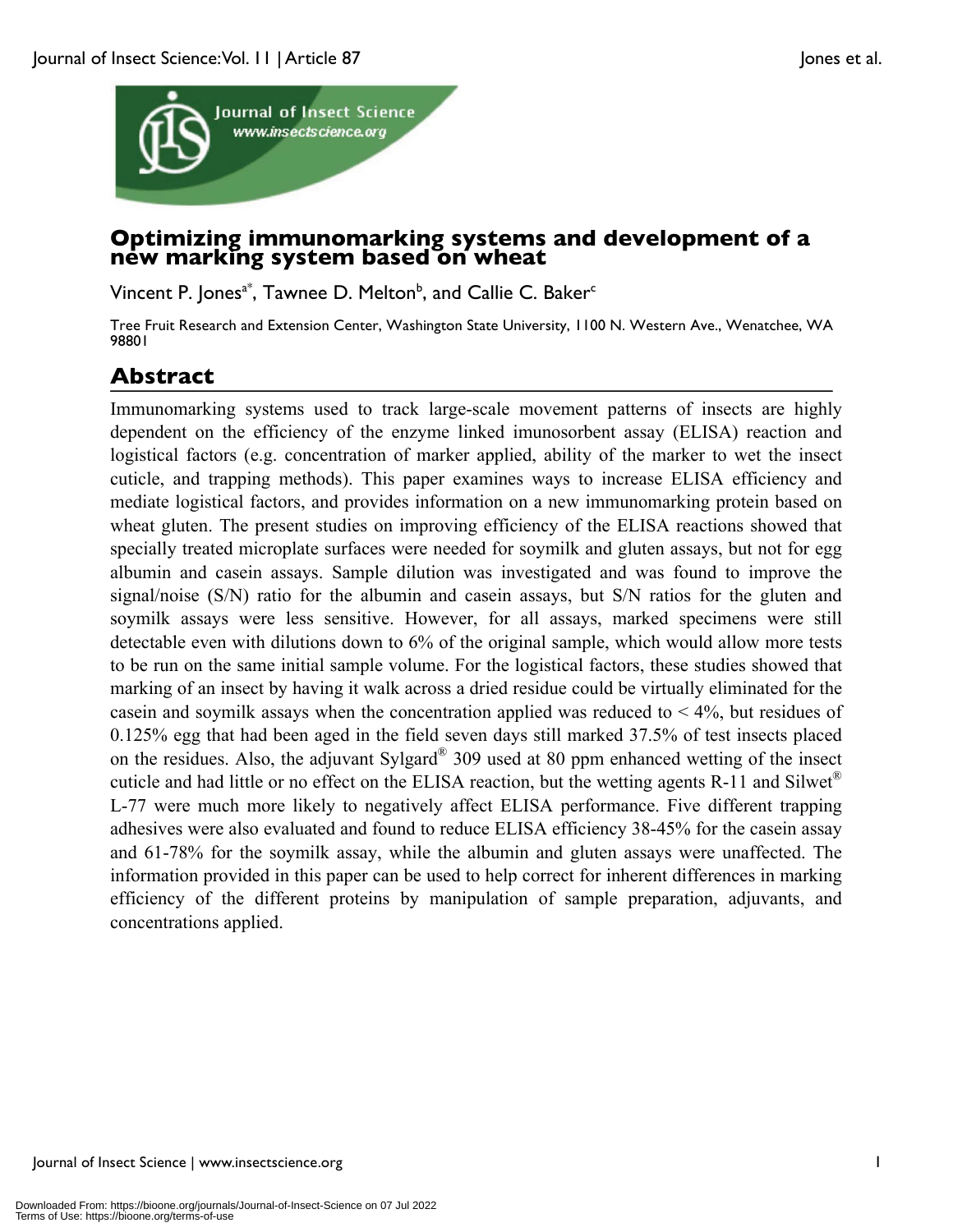# Optimizing immunomarking systems and development of a new marking system based on wheat

Vincent P. Jones[a*], Tawnee D. Melton[b], and Callie C. Baker[c]

Tree Fruit Research and Extension Center, Washington State University, 1100 N. Western Ave., Wenatchee, WA 98801

## Abstract

Immunomarking systems used to track large-scale movement patterns of insects are highly dependent on the efficiency of the enzyme linked imunosorbent assay (ELISA) reaction and logistical factors (e.g. concentration of marker applied, ability of the marker to wet the insect cuticle, and trapping methods). This paper examines ways to increase ELISA efficiency and mediate logistical factors, and provides information on a new immunomarking protein based on wheat gluten. The present studies on improving efficiency of the ELISA reactions showed that specially treated microplate surfaces were needed for soymilk and gluten assays, but not for egg albumin and casein assays. Sample dilution was investigated and was found to improve the signal/noise (S/N) ratio for the albumin and casein assays, but S/N ratios for the gluten and soymilk assays were less sensitive. However, for all assays, marked specimens were still detectable even with dilutions down to 6% of the original sample, which would allow more tests to be run on the same initial sample volume. For the logistical factors, these studies showed that marking of an insect by having it walk across a dried residue could be virtually eliminated for the casein and soymilk assays when the concentration applied was reduced to < 4%, but residues of 0.125% egg that had been aged in the field seven days still marked 37.5% of test insects placed on the residues. Also, the adjuvant Sylgard® 309 used at 80 ppm enhanced wetting of the insect cuticle and had little or no effect on the ELISA reaction, but the wetting agents R-11 and Silwet® L-77 were much more likely to negatively affect ELISA performance. Five different trapping adhesives were also evaluated and found to reduce ELISA efficiency 38-45% for the casein assay and 61-78% for the soymilk assay, while the albumin and gluten assays were unaffected. The information provided in this paper can be used to help correct for inherent differences in marking efficiency of the different proteins by manipulation of sample preparation, adjuvants, and concentrations applied.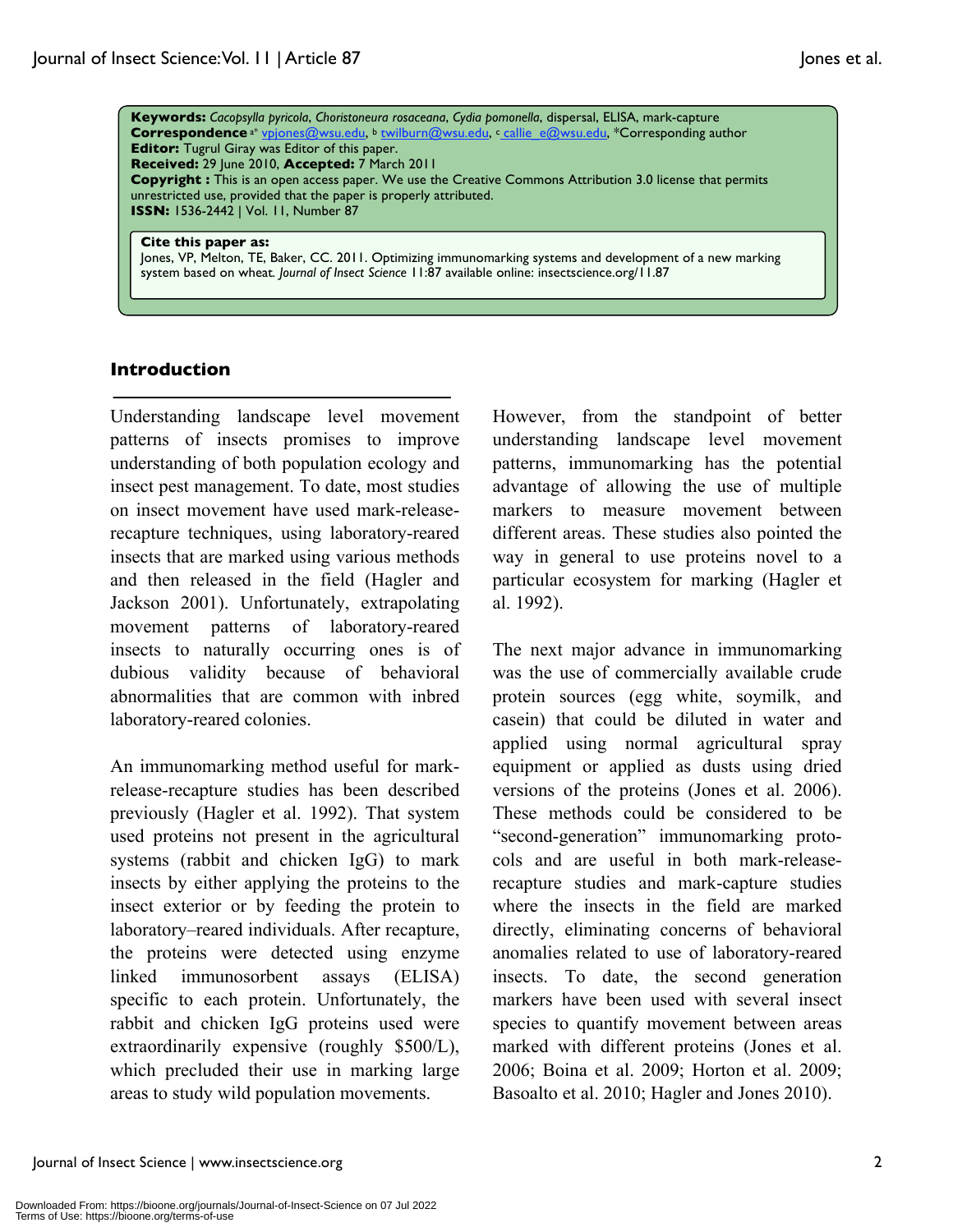**Keywords:** *Cacopsylla pyricola*, *Choristoneura rosaceana*, *Cydia pomonella*, dispersal, ELISA, mark-capture
**Correspondence** [a*] vpjones@wsu.edu, [b] twilburn@wsu.edu, [c] callie_e@wsu.edu, *Corresponding author
**Editor:** Tugrul Giray was Editor of this paper.
**Received:** 29 June 2010, **Accepted:** 7 March 2011
**Copyright :** This is an open access paper. We use the Creative Commons Attribution 3.0 license that permits unrestricted use, provided that the paper is properly attributed.
**ISSN:** 1536-2442 | Vol. 11, Number 87

**Cite this paper as:**
Jones, VP, Melton, TE, Baker, CC. 2011. Optimizing immunomarking systems and development of a new marking system based on wheat. *Journal of Insect Science* 11:87 available online: insectscience.org/11.87

## Introduction

Understanding landscape level movement patterns of insects promises to improve understanding of both population ecology and insect pest management. To date, most studies on insect movement have used mark-release-recapture techniques, using laboratory-reared insects that are marked using various methods and then released in the field (Hagler and Jackson 2001). Unfortunately, extrapolating movement patterns of laboratory-reared insects to naturally occurring ones is of dubious validity because of behavioral abnormalities that are common with inbred laboratory-reared colonies.

An immunomarking method useful for mark-release-recapture studies has been described previously (Hagler et al. 1992). That system used proteins not present in the agricultural systems (rabbit and chicken IgG) to mark insects by either applying the proteins to the insect exterior or by feeding the protein to laboratory–reared individuals. After recapture, the proteins were detected using enzyme linked immunosorbent assays (ELISA) specific to each protein. Unfortunately, the rabbit and chicken IgG proteins used were extraordinarily expensive (roughly $500/L), which precluded their use in marking large areas to study wild population movements.

However, from the standpoint of better understanding landscape level movement patterns, immunomarking has the potential advantage of allowing the use of multiple markers to measure movement between different areas. These studies also pointed the way in general to use proteins novel to a particular ecosystem for marking (Hagler et al. 1992).

The next major advance in immunomarking was the use of commercially available crude protein sources (egg white, soymilk, and casein) that could be diluted in water and applied using normal agricultural spray equipment or applied as dusts using dried versions of the proteins (Jones et al. 2006). These methods could be considered to be "second-generation" immunomarking protocols and are useful in both mark-release-recapture studies and mark-capture studies where the insects in the field are marked directly, eliminating concerns of behavioral anomalies related to use of laboratory-reared insects. To date, the second generation markers have been used with several insect species to quantify movement between areas marked with different proteins (Jones et al. 2006; Boina et al. 2009; Horton et al. 2009; Basoalto et al. 2010; Hagler and Jones 2010).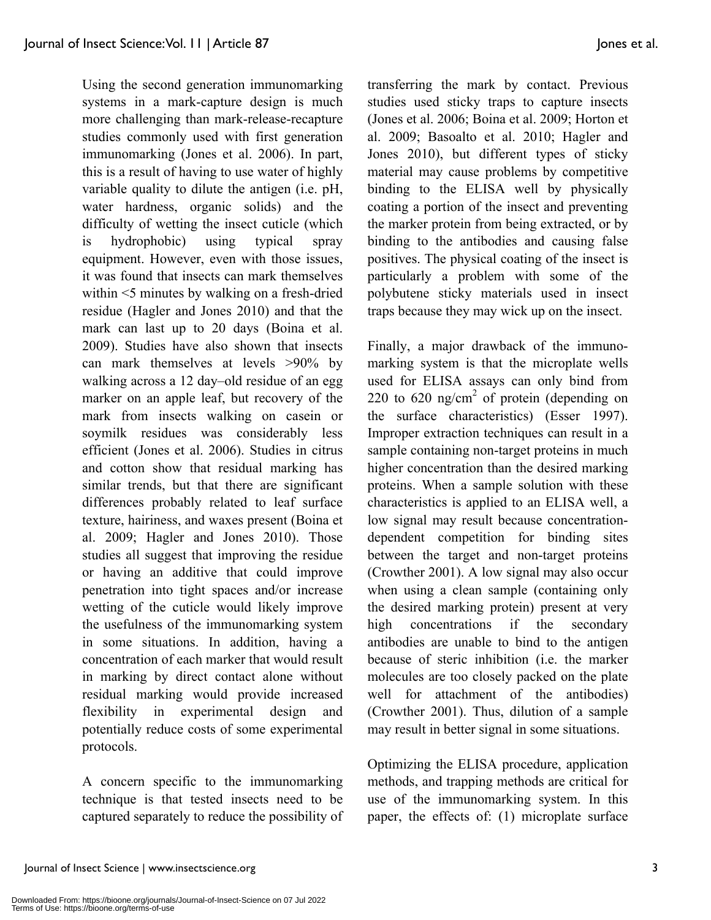Using the second generation immunomarking systems in a mark-capture design is much more challenging than mark-release-recapture studies commonly used with first generation immunomarking (Jones et al. 2006). In part, this is a result of having to use water of highly variable quality to dilute the antigen (i.e. pH, water hardness, organic solids) and the difficulty of wetting the insect cuticle (which is hydrophobic) using typical spray equipment. However, even with those issues, it was found that insects can mark themselves within <5 minutes by walking on a fresh-dried residue (Hagler and Jones 2010) and that the mark can last up to 20 days (Boina et al. 2009). Studies have also shown that insects can mark themselves at levels >90% by walking across a 12 day–old residue of an egg marker on an apple leaf, but recovery of the mark from insects walking on casein or soymilk residues was considerably less efficient (Jones et al. 2006). Studies in citrus and cotton show that residual marking has similar trends, but that there are significant differences probably related to leaf surface texture, hairiness, and waxes present (Boina et al. 2009; Hagler and Jones 2010). Those studies all suggest that improving the residue or having an additive that could improve penetration into tight spaces and/or increase wetting of the cuticle would likely improve the usefulness of the immunomarking system in some situations. In addition, having a concentration of each marker that would result in marking by direct contact alone without residual marking would provide increased flexibility in experimental design and potentially reduce costs of some experimental protocols.

A concern specific to the immunomarking technique is that tested insects need to be captured separately to reduce the possibility of transferring the mark by contact. Previous studies used sticky traps to capture insects (Jones et al. 2006; Boina et al. 2009; Horton et al. 2009; Basoalto et al. 2010; Hagler and Jones 2010), but different types of sticky material may cause problems by competitive binding to the ELISA well by physically coating a portion of the insect and preventing the marker protein from being extracted, or by binding to the antibodies and causing false positives. The physical coating of the insect is particularly a problem with some of the polybutene sticky materials used in insect traps because they may wick up on the insect.

Finally, a major drawback of the immunomarking system is that the microplate wells used for ELISA assays can only bind from 220 to 620 ng/cm$^2$ of protein (depending on the surface characteristics) (Esser 1997). Improper extraction techniques can result in a sample containing non-target proteins in much higher concentration than the desired marking proteins. When a sample solution with these characteristics is applied to an ELISA well, a low signal may result because concentration-dependent competition for binding sites between the target and non-target proteins (Crowther 2001). A low signal may also occur when using a clean sample (containing only the desired marking protein) present at very high concentrations if the secondary antibodies are unable to bind to the antigen because of steric inhibition (i.e. the marker molecules are too closely packed on the plate well for attachment of the antibodies) (Crowther 2001). Thus, dilution of a sample may result in better signal in some situations.

Optimizing the ELISA procedure, application methods, and trapping methods are critical for use of the immunomarking system. In this paper, the effects of: (1) microplate surface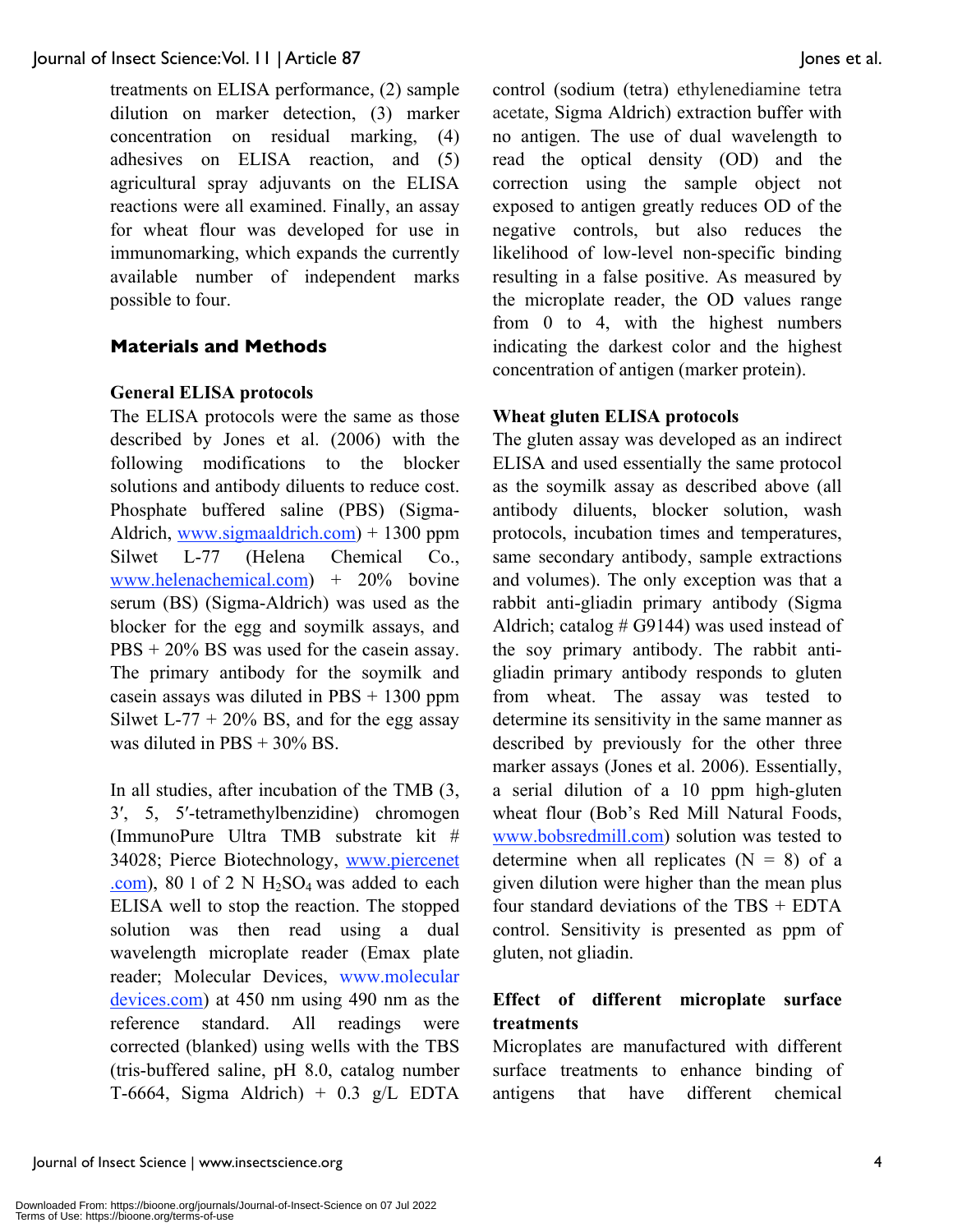treatments on ELISA performance, (2) sample dilution on marker detection, (3) marker concentration on residual marking, (4) adhesives on ELISA reaction, and (5) agricultural spray adjuvants on the ELISA reactions were all examined. Finally, an assay for wheat flour was developed for use in immunomarking, which expands the currently available number of independent marks possible to four.

## Materials and Methods

### General ELISA protocols

The ELISA protocols were the same as those described by Jones et al. (2006) with the following modifications to the blocker solutions and antibody diluents to reduce cost. Phosphate buffered saline (PBS) (Sigma-Aldrich, www.sigmaaldrich.com) + 1300 ppm Silwet L-77 (Helena Chemical Co., www.helenachemical.com) + 20% bovine serum (BS) (Sigma-Aldrich) was used as the blocker for the egg and soymilk assays, and PBS + 20% BS was used for the casein assay. The primary antibody for the soymilk and casein assays was diluted in PBS + 1300 ppm Silwet L-77 + 20% BS, and for the egg assay was diluted in PBS + 30% BS.

In all studies, after incubation of the TMB (3, 3′, 5, 5′-tetramethylbenzidine) chromogen (ImmunoPure Ultra TMB substrate kit # 34028; Pierce Biotechnology, www.piercenet.com), 80 l of 2 N $H_2SO_4$ was added to each ELISA well to stop the reaction. The stopped solution was then read using a dual wavelength microplate reader (Emax plate reader; Molecular Devices, www.moleculardevices.com) at 450 nm using 490 nm as the reference standard. All readings were corrected (blanked) using wells with the TBS (tris-buffered saline, pH 8.0, catalog number T-6664, Sigma Aldrich) + 0.3 g/L EDTA control (sodium (tetra) ethylenediamine tetra acetate, Sigma Aldrich) extraction buffer with no antigen. The use of dual wavelength to read the optical density (OD) and the correction using the sample object not exposed to antigen greatly reduces OD of the negative controls, but also reduces the likelihood of low-level non-specific binding resulting in a false positive. As measured by the microplate reader, the OD values range from 0 to 4, with the highest numbers indicating the darkest color and the highest concentration of antigen (marker protein).

### Wheat gluten ELISA protocols

The gluten assay was developed as an indirect ELISA and used essentially the same protocol as the soymilk assay as described above (all antibody diluents, blocker solution, wash protocols, incubation times and temperatures, same secondary antibody, sample extractions and volumes). The only exception was that a rabbit anti-gliadin primary antibody (Sigma Aldrich; catalog # G9144) was used instead of the soy primary antibody. The rabbit anti-gliadin primary antibody responds to gluten from wheat. The assay was tested to determine its sensitivity in the same manner as described by previously for the other three marker assays (Jones et al. 2006). Essentially, a serial dilution of a 10 ppm high-gluten wheat flour (Bob's Red Mill Natural Foods, www.bobsredmill.com) solution was tested to determine when all replicates (N = 8) of a given dilution were higher than the mean plus four standard deviations of the TBS + EDTA control. Sensitivity is presented as ppm of gluten, not gliadin.

### Effect of different microplate surface treatments

Microplates are manufactured with different surface treatments to enhance binding of antigens that have different chemical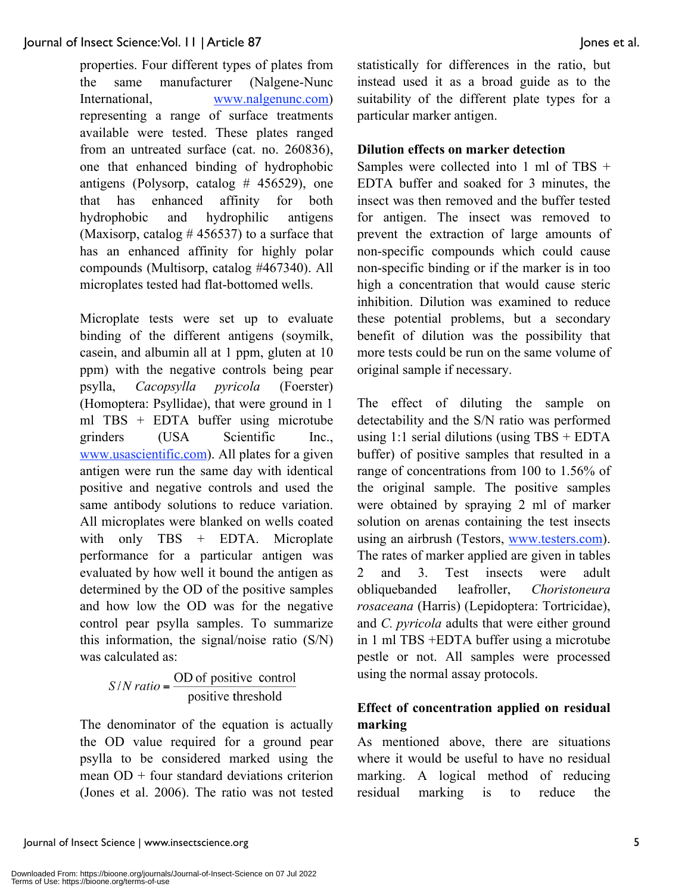properties. Four different types of plates from the same manufacturer (Nalgene-Nunc International, www.nalgenunc.com) representing a range of surface treatments available were tested. These plates ranged from an untreated surface (cat. no. 260836), one that enhanced binding of hydrophobic antigens (Polysorp, catalog # 456529), one that has enhanced affinity for both hydrophobic and hydrophilic antigens (Maxisorp, catalog # 456537) to a surface that has an enhanced affinity for highly polar compounds (Multisorp, catalog #467340). All microplates tested had flat-bottomed wells.

Microplate tests were set up to evaluate binding of the different antigens (soymilk, casein, and albumin all at 1 ppm, gluten at 10 ppm) with the negative controls being pear psylla, *Cacopsylla pyricola* (Foerster) (Homoptera: Psyllidae), that were ground in 1 ml TBS + EDTA buffer using microtube grinders (USA Scientific Inc., www.usascientific.com). All plates for a given antigen were run the same day with identical positive and negative controls and used the same antibody solutions to reduce variation. All microplates were blanked on wells coated with only TBS + EDTA. Microplate performance for a particular antigen was evaluated by how well it bound the antigen as determined by the OD of the positive samples and how low the OD was for the negative control pear psylla samples. To summarize this information, the signal/noise ratio (S/N) was calculated as:

$$S/N\ ratio = \frac{\text{OD of positive control}}{\text{positive threshold}}$$

The denominator of the equation is actually the OD value required for a ground pear psylla to be considered marked using the mean OD + four standard deviations criterion (Jones et al. 2006). The ratio was not tested statistically for differences in the ratio, but instead used it as a broad guide as to the suitability of the different plate types for a particular marker antigen.

### Dilution effects on marker detection

Samples were collected into 1 ml of TBS + EDTA buffer and soaked for 3 minutes, the insect was then removed and the buffer tested for antigen. The insect was removed to prevent the extraction of large amounts of non-specific compounds which could cause non-specific binding or if the marker is in too high a concentration that would cause steric inhibition. Dilution was examined to reduce these potential problems, but a secondary benefit of dilution was the possibility that more tests could be run on the same volume of original sample if necessary.

The effect of diluting the sample on detectability and the S/N ratio was performed using 1:1 serial dilutions (using TBS + EDTA buffer) of positive samples that resulted in a range of concentrations from 100 to 1.56% of the original sample. The positive samples were obtained by spraying 2 ml of marker solution on arenas containing the test insects using an airbrush (Testors, www.testers.com). The rates of marker applied are given in tables 2 and 3. Test insects were adult obliquebanded leafroller, *Choristoneura rosaceana* (Harris) (Lepidoptera: Tortricidae), and *C. pyricola* adults that were either ground in 1 ml TBS +EDTA buffer using a microtube pestle or not. All samples were processed using the normal assay protocols.

### Effect of concentration applied on residual marking

As mentioned above, there are situations where it would be useful to have no residual marking. A logical method of reducing residual marking is to reduce the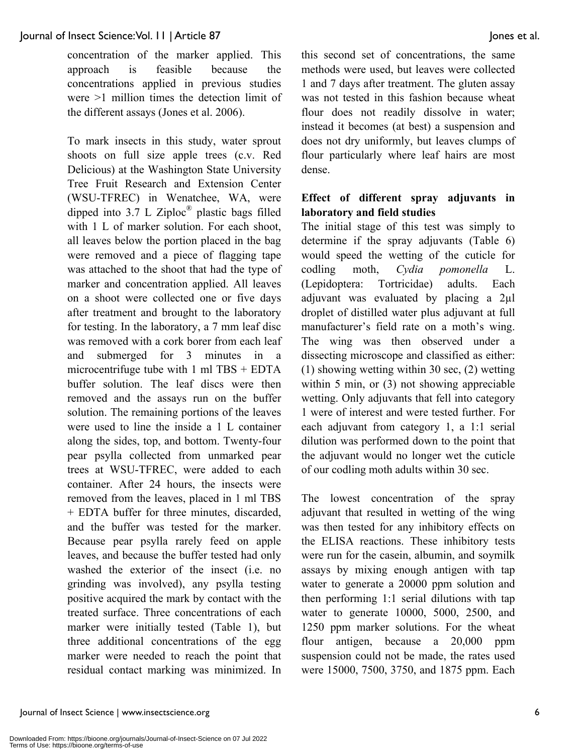concentration of the marker applied. This approach is feasible because the concentrations applied in previous studies were >1 million times the detection limit of the different assays (Jones et al. 2006).

To mark insects in this study, water sprout shoots on full size apple trees (c.v. Red Delicious) at the Washington State University Tree Fruit Research and Extension Center (WSU-TFREC) in Wenatchee, WA, were dipped into 3.7 L Ziploc® plastic bags filled with 1 L of marker solution. For each shoot, all leaves below the portion placed in the bag were removed and a piece of flagging tape was attached to the shoot that had the type of marker and concentration applied. All leaves on a shoot were collected one or five days after treatment and brought to the laboratory for testing. In the laboratory, a 7 mm leaf disc was removed with a cork borer from each leaf and submerged for 3 minutes in a microcentrifuge tube with 1 ml TBS + EDTA buffer solution. The leaf discs were then removed and the assays run on the buffer solution. The remaining portions of the leaves were used to line the inside a 1 L container along the sides, top, and bottom. Twenty-four pear psylla collected from unmarked pear trees at WSU-TFREC, were added to each container. After 24 hours, the insects were removed from the leaves, placed in 1 ml TBS + EDTA buffer for three minutes, discarded, and the buffer was tested for the marker. Because pear psylla rarely feed on apple leaves, and because the buffer tested had only washed the exterior of the insect (i.e. no grinding was involved), any psylla testing positive acquired the mark by contact with the treated surface. Three concentrations of each marker were initially tested (Table 1), but three additional concentrations of the egg marker were needed to reach the point that residual contact marking was minimized. In this second set of concentrations, the same methods were used, but leaves were collected 1 and 7 days after treatment. The gluten assay was not tested in this fashion because wheat flour does not readily dissolve in water; instead it becomes (at best) a suspension and does not dry uniformly, but leaves clumps of flour particularly where leaf hairs are most dense.

### Effect of different spray adjuvants in laboratory and field studies

The initial stage of this test was simply to determine if the spray adjuvants (Table 6) would speed the wetting of the cuticle for codling moth, *Cydia pomonella* L. (Lepidoptera: Tortricidae) adults. Each adjuvant was evaluated by placing a 2µl droplet of distilled water plus adjuvant at full manufacturer's field rate on a moth's wing. The wing was then observed under a dissecting microscope and classified as either: (1) showing wetting within 30 sec, (2) wetting within 5 min, or (3) not showing appreciable wetting. Only adjuvants that fell into category 1 were of interest and were tested further. For each adjuvant from category 1, a 1:1 serial dilution was performed down to the point that the adjuvant would no longer wet the cuticle of our codling moth adults within 30 sec.

The lowest concentration of the spray adjuvant that resulted in wetting of the wing was then tested for any inhibitory effects on the ELISA reactions. These inhibitory tests were run for the casein, albumin, and soymilk assays by mixing enough antigen with tap water to generate a 20000 ppm solution and then performing 1:1 serial dilutions with tap water to generate 10000, 5000, 2500, and 1250 ppm marker solutions. For the wheat flour antigen, because a 20,000 ppm suspension could not be made, the rates used were 15000, 7500, 3750, and 1875 ppm. Each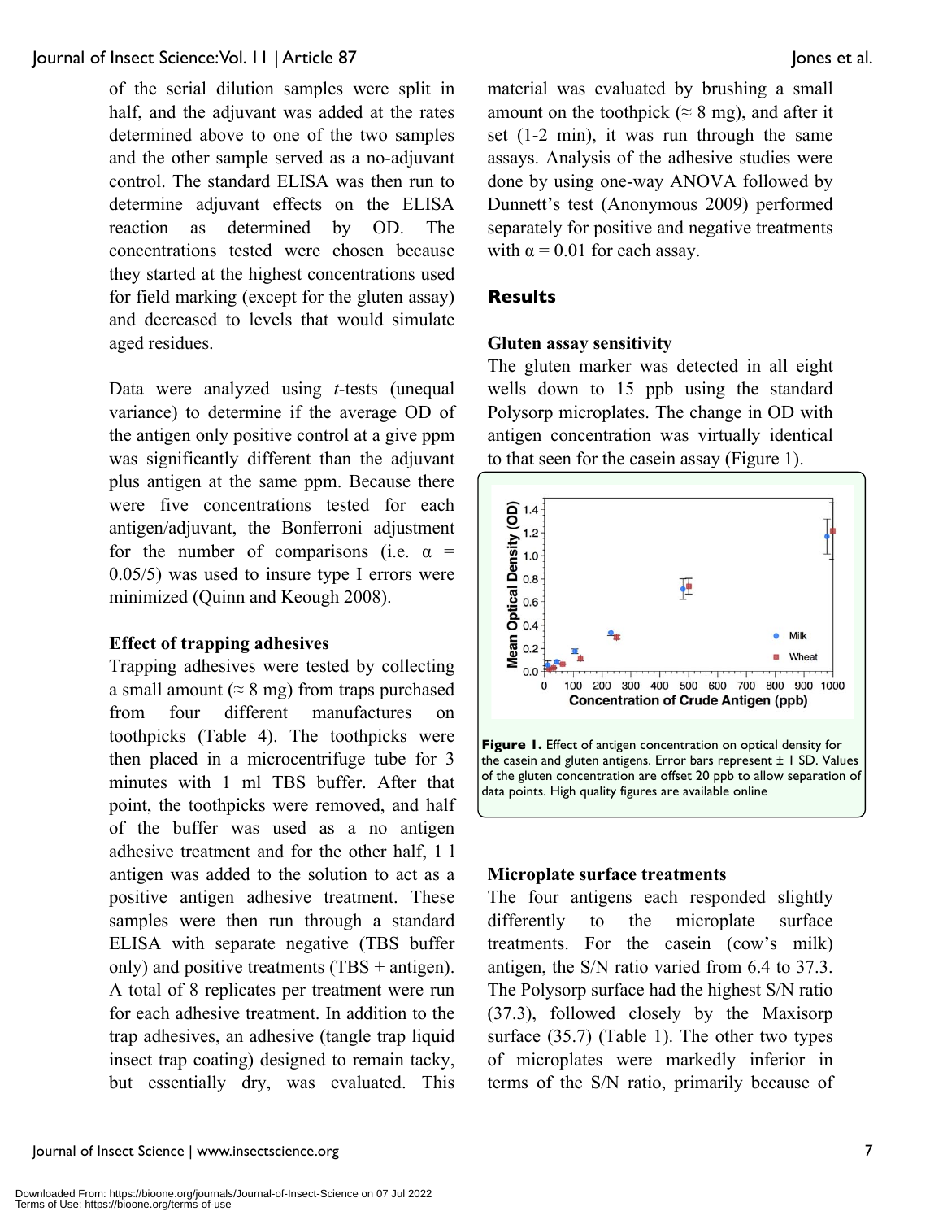of the serial dilution samples were split in half, and the adjuvant was added at the rates determined above to one of the two samples and the other sample served as a no-adjuvant control. The standard ELISA was then run to determine adjuvant effects on the ELISA reaction as determined by OD. The concentrations tested were chosen because they started at the highest concentrations used for field marking (except for the gluten assay) and decreased to levels that would simulate aged residues.

Data were analyzed using *t*-tests (unequal variance) to determine if the average OD of the antigen only positive control at a give ppm was significantly different than the adjuvant plus antigen at the same ppm. Because there were five concentrations tested for each antigen/adjuvant, the Bonferroni adjustment for the number of comparisons (i.e. $\alpha = 0.05/5$) was used to insure type I errors were minimized (Quinn and Keough 2008).

### Effect of trapping adhesives

Trapping adhesives were tested by collecting a small amount (≈ 8 mg) from traps purchased from four different manufactures on toothpicks (Table 4). The toothpicks were then placed in a microcentrifuge tube for 3 minutes with 1 ml TBS buffer. After that point, the toothpicks were removed, and half of the buffer was used as a no antigen adhesive treatment and for the other half, 1 l antigen was added to the solution to act as a positive antigen adhesive treatment. These samples were then run through a standard ELISA with separate negative (TBS buffer only) and positive treatments (TBS + antigen). A total of 8 replicates per treatment were run for each adhesive treatment. In addition to the trap adhesives, an adhesive (tangle trap liquid insect trap coating) designed to remain tacky, but essentially dry, was evaluated. This material was evaluated by brushing a small amount on the toothpick (≈ 8 mg), and after it set (1-2 min), it was run through the same assays. Analysis of the adhesive studies were done by using one-way ANOVA followed by Dunnett's test (Anonymous 2009) performed separately for positive and negative treatments with $\alpha = 0.01$ for each assay.

## Results

### Gluten assay sensitivity

The gluten marker was detected in all eight wells down to 15 ppb using the standard Polysorp microplates. The change in OD with antigen concentration was virtually identical to that seen for the casein assay (Figure 1).

**Figure 1.** Effect of antigen concentration on optical density for the casein and gluten antigens. Error bars represent ± 1 SD. Values of the gluten concentration are offset 20 ppb to allow separation of data points. High quality figures are available online

### Microplate surface treatments

The four antigens each responded slightly differently to the microplate surface treatments. For the casein (cow's milk) antigen, the S/N ratio varied from 6.4 to 37.3. The Polysorp surface had the highest S/N ratio (37.3), followed closely by the Maxisorp surface (35.7) (Table 1). The other two types of microplates were markedly inferior in terms of the S/N ratio, primarily because of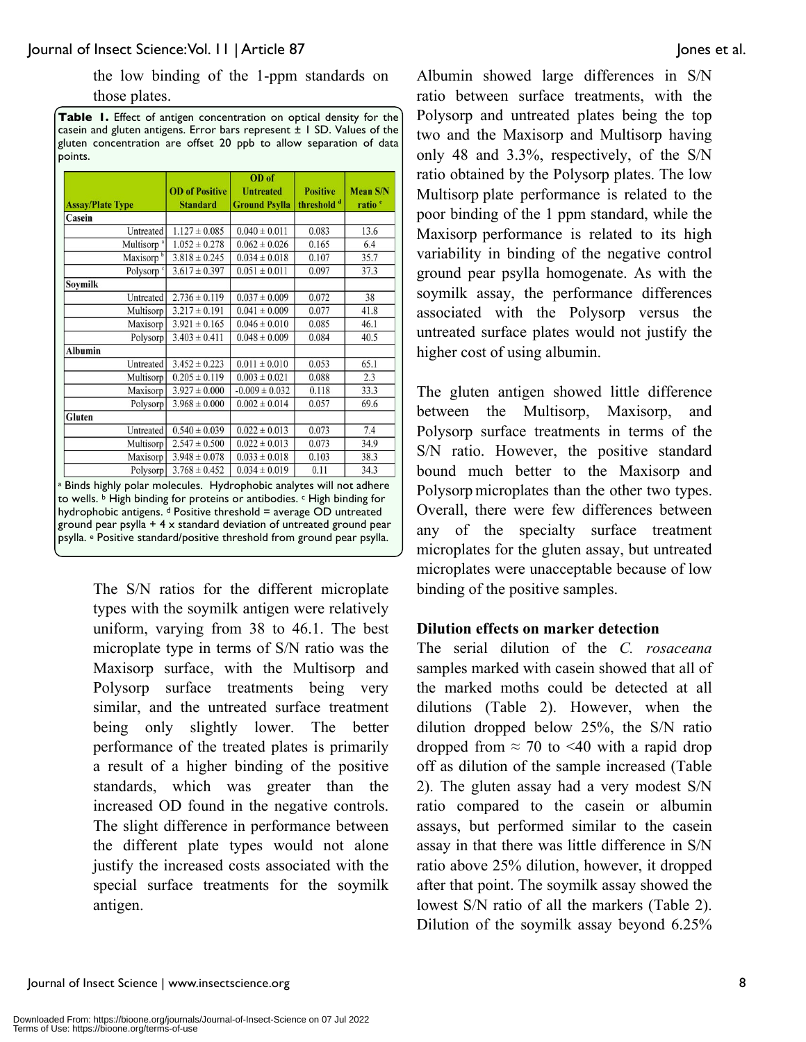the low binding of the 1-ppm standards on those plates.

**Table 1.** Effect of antigen concentration on optical density for the casein and gluten antigens. Error bars represent ± 1 SD. Values of the gluten concentration are offset 20 ppb to allow separation of data points.

| Assay/Plate Type | OD of Positive Standard | OD of Untreated Ground Psylla | Positive threshold [d] | Mean S/N ratio [e] |
|---|---|---|---|---|
| **Casein** | | | | |
| Untreated | 1.127 ± 0.085 | 0.040 ± 0.011 | 0.083 | 13.6 |
| Multisorp [a] | 1.052 ± 0.278 | 0.062 ± 0.026 | 0.165 | 6.4 |
| Maxisorp [b] | 3.818 ± 0.245 | 0.034 ± 0.018 | 0.107 | 35.7 |
| Polysorp [c] | 3.617 ± 0.397 | 0.051 ± 0.011 | 0.097 | 37.3 |
| **Soymilk** | | | | |
| Untreated | 2.736 ± 0.119 | 0.037 ± 0.009 | 0.072 | 38 |
| Multisorp | 3.217 ± 0.191 | 0.041 ± 0.009 | 0.077 | 41.8 |
| Maxisorp | 3.921 ± 0.165 | 0.046 ± 0.010 | 0.085 | 46.1 |
| Polysorp | 3.403 ± 0.411 | 0.048 ± 0.009 | 0.084 | 40.5 |
| **Albumin** | | | | |
| Untreated | 3.452 ± 0.223 | 0.011 ± 0.010 | 0.053 | 65.1 |
| Multisorp | 0.205 ± 0.119 | 0.003 ± 0.021 | 0.088 | 2.3 |
| Maxisorp | 3.927 ± 0.000 | -0.009 ± 0.032 | 0.118 | 33.3 |
| Polysorp | 3.968 ± 0.000 | 0.002 ± 0.014 | 0.057 | 69.6 |
| **Gluten** | | | | |
| Untreated | 0.540 ± 0.039 | 0.022 ± 0.013 | 0.073 | 7.4 |
| Multisorp | 2.547 ± 0.500 | 0.022 ± 0.013 | 0.073 | 34.9 |
| Maxisorp | 3.948 ± 0.078 | 0.033 ± 0.018 | 0.103 | 38.3 |
| Polysorp | 3.768 ± 0.452 | 0.034 ± 0.019 | 0.11 | 34.3 |

[a] Binds highly polar molecules. Hydrophobic analytes will not adhere to wells. [b] High binding for proteins or antibodies. [c] High binding for hydrophobic antigens. [d] Positive threshold = average OD untreated ground pear psylla + 4 x standard deviation of untreated ground pear psylla. [e] Positive standard/positive threshold from ground pear psylla.

The S/N ratios for the different microplate types with the soymilk antigen were relatively uniform, varying from 38 to 46.1. The best microplate type in terms of S/N ratio was the Maxisorp surface, with the Multisorp and Polysorp surface treatments being very similar, and the untreated surface treatment being only slightly lower. The better performance of the treated plates is primarily a result of a higher binding of the positive standards, which was greater than the increased OD found in the negative controls. The slight difference in performance between the different plate types would not alone justify the increased costs associated with the special surface treatments for the soymilk antigen.

Albumin showed large differences in S/N ratio between surface treatments, with the Polysorp and untreated plates being the top two and the Maxisorp and Multisorp having only 48 and 3.3%, respectively, of the S/N ratio obtained by the Polysorp plates. The low Multisorp plate performance is related to the poor binding of the 1 ppm standard, while the Maxisorp performance is related to its high variability in binding of the negative control ground pear psylla homogenate. As with the soymilk assay, the performance differences associated with the Polysorp versus the untreated surface plates would not justify the higher cost of using albumin.

The gluten antigen showed little difference between the Multisorp, Maxisorp, and Polysorp surface treatments in terms of the S/N ratio. However, the positive standard bound much better to the Maxisorp and Polysorp microplates than the other two types. Overall, there were few differences between any of the specialty surface treatment microplates for the gluten assay, but untreated microplates were unacceptable because of low binding of the positive samples.

### Dilution effects on marker detection

The serial dilution of the *C. rosaceana* samples marked with casein showed that all of the marked moths could be detected at all dilutions (Table 2). However, when the dilution dropped below 25%, the S/N ratio dropped from ≈ 70 to <40 with a rapid drop off as dilution of the sample increased (Table 2). The gluten assay had a very modest S/N ratio compared to the casein or albumin assays, but performed similar to the casein assay in that there was little difference in S/N ratio above 25% dilution, however, it dropped after that point. The soymilk assay showed the lowest S/N ratio of all the markers (Table 2). Dilution of the soymilk assay beyond 6.25%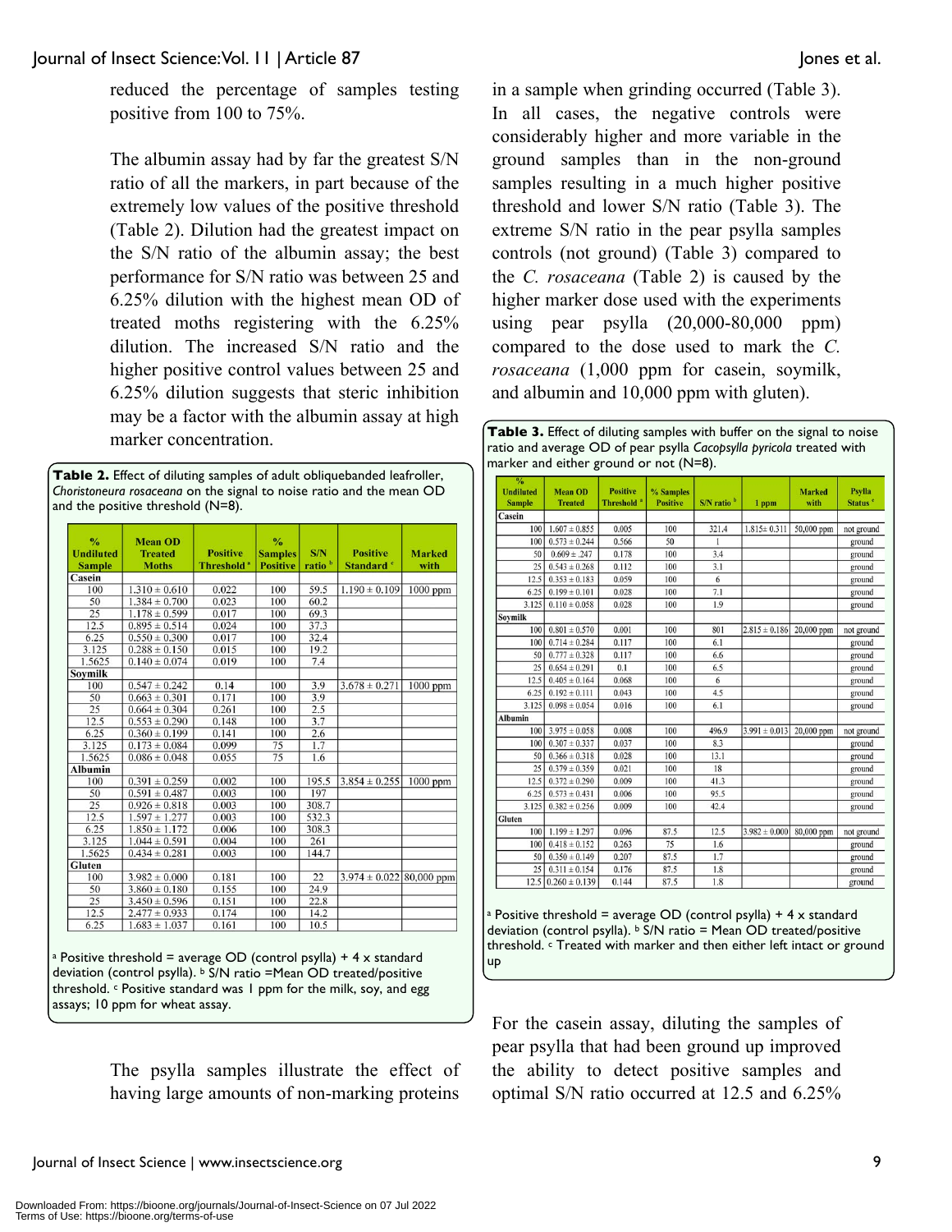reduced the percentage of samples testing positive from 100 to 75%.

The albumin assay had by far the greatest S/N ratio of all the markers, in part because of the extremely low values of the positive threshold (Table 2). Dilution had the greatest impact on the S/N ratio of the albumin assay; the best performance for S/N ratio was between 25 and 6.25% dilution with the highest mean OD of treated moths registering with the 6.25% dilution. The increased S/N ratio and the higher positive control values between 25 and 6.25% dilution suggests that steric inhibition may be a factor with the albumin assay at high marker concentration.

**Table 2.** Effect of diluting samples of adult obliquebanded leafroller, *Choristoneura rosaceana* on the signal to noise ratio and the mean OD and the positive threshold (N=8).

| % Undiluted Sample | Mean OD Treated Moths | Positive Threshold [a] | % Samples Positive | S/N ratio [b] | Positive Standard [c] | Marked with |
|---|---|---|---|---|---|---|
| **Casein** | | | | | | |
| 100 | 1.310 ± 0.610 | 0.022 | 100 | 59.5 | 1.190 ± 0.109 | 1000 ppm |
| 50 | 1.384 ± 0.700 | 0.023 | 100 | 60.2 | | |
| 25 | 1.178 ± 0.599 | 0.017 | 100 | 69.3 | | |
| 12.5 | 0.895 ± 0.514 | 0.024 | 100 | 37.3 | | |
| 6.25 | 0.550 ± 0.300 | 0.017 | 100 | 32.4 | | |
| 3.125 | 0.288 ± 0.150 | 0.015 | 100 | 19.2 | | |
| 1.5625 | 0.140 ± 0.074 | 0.019 | 100 | 7.4 | | |
| **Soymilk** | | | | | | |
| 100 | 0.547 ± 0.242 | 0.14 | 100 | 3.9 | 3.678 ± 0.271 | 1000 ppm |
| 50 | 0.663 ± 0.301 | 0.171 | 100 | 3.9 | | |
| 25 | 0.664 ± 0.304 | 0.261 | 100 | 2.5 | | |
| 12.5 | 0.553 ± 0.290 | 0.148 | 100 | 3.7 | | |
| 6.25 | 0.360 ± 0.199 | 0.141 | 100 | 2.6 | | |
| 3.125 | 0.173 ± 0.084 | 0.099 | 75 | 1.7 | | |
| 1.5625 | 0.086 ± 0.048 | 0.055 | 75 | 1.6 | | |
| **Albumin** | | | | | | |
| 100 | 0.391 ± 0.259 | 0.002 | 100 | 195.5 | 3.854 ± 0.255 | 1000 ppm |
| 50 | 0.591 ± 0.487 | 0.003 | 100 | 197 | | |
| 25 | 0.926 ± 0.818 | 0.003 | 100 | 308.7 | | |
| 12.5 | 1.597 ± 1.277 | 0.003 | 100 | 532.3 | | |
| 6.25 | 1.850 ± 1.172 | 0.006 | 100 | 308.3 | | |
| 3.125 | 1.044 ± 0.591 | 0.004 | 100 | 261 | | |
| 1.5625 | 0.434 ± 0.281 | 0.003 | 100 | 144.7 | | |
| **Gluten** | | | | | | |
| 100 | 3.982 ± 0.000 | 0.181 | 100 | 22 | 3.974 ± 0.022 | 80,000 ppm |
| 50 | 3.860 ± 0.180 | 0.155 | 100 | 24.9 | | |
| 25 | 3.450 ± 0.596 | 0.151 | 100 | 22.8 | | |
| 12.5 | 2.477 ± 0.933 | 0.174 | 100 | 14.2 | | |
| 6.25 | 1.683 ± 1.037 | 0.161 | 100 | 10.5 | | |

[a] Positive threshold = average OD (control psylla) + 4 x standard deviation (control psylla). [b] S/N ratio =Mean OD treated/positive threshold. [c] Positive standard was 1 ppm for the milk, soy, and egg assays; 10 ppm for wheat assay.

The psylla samples illustrate the effect of having large amounts of non-marking proteins in a sample when grinding occurred (Table 3). In all cases, the negative controls were considerably higher and more variable in the ground samples than in the non-ground samples resulting in a much higher positive threshold and lower S/N ratio (Table 3). The extreme S/N ratio in the pear psylla samples controls (not ground) (Table 3) compared to the *C. rosaceana* (Table 2) is caused by the higher marker dose used with the experiments using pear psylla (20,000-80,000 ppm) compared to the dose used to mark the *C. rosaceana* (1,000 ppm for casein, soymilk, and albumin and 10,000 ppm with gluten).

**Table 3.** Effect of diluting samples with buffer on the signal to noise ratio and average OD of pear psylla *Cacopsylla pyricola* treated with marker and either ground or not (N=8).

| % Undiluted Sample | Mean OD Treated | Positive Threshold [a] | % Samples Positive | S/N ratio [b] | 1 ppm | Marked with | Psylla Status [c] |
|---|---|---|---|---|---|---|---|
| **Casein** | | | | | | | |
| 100 | 1.607 ± 0.855 | 0.005 | 100 | 321.4 | 1.815± 0.311 | 50,000 ppm | not ground |
| 100 | 0.573 ± 0.244 | 0.566 | 50 | 1 | | | ground |
| 50 | 0.609 ± .247 | 0.178 | 100 | 3.4 | | | ground |
| 25 | 0.543 ± 0.268 | 0.112 | 100 | 3.1 | | | ground |
| 12.5 | 0.353 ± 0.183 | 0.059 | 100 | 6 | | | ground |
| 6.25 | 0.199 ± 0.101 | 0.028 | 100 | 7.1 | | | ground |
| 3.125 | 0.110 ± 0.058 | 0.028 | 100 | 1.9 | | | ground |
| **Soymilk** | | | | | | | |
| 100 | 0.801 ± 0.570 | 0.001 | 100 | 801 | 2.815 ± 0.186 | 20,000 ppm | not ground |
| 100 | 0.714 ± 0.284 | 0.117 | 100 | 6.1 | | | ground |
| 50 | 0.777 ± 0.328 | 0.117 | 100 | 6.6 | | | ground |
| 25 | 0.654 ± 0.291 | 0.1 | 100 | 6.5 | | | ground |
| 12.5 | 0.405 ± 0.164 | 0.068 | 100 | 6 | | | ground |
| 6.25 | 0.192 ± 0.111 | 0.043 | 100 | 4.5 | | | ground |
| 3.125 | 0.098 ± 0.054 | 0.016 | 100 | 6.1 | | | ground |
| **Albumin** | | | | | | | |
| 100 | 3.975 ± 0.058 | 0.008 | 100 | 496.9 | 3.991 ± 0.013 | 20,000 ppm | not ground |
| 100 | 0.307 ± 0.337 | 0.037 | 100 | 8.3 | | | ground |
| 50 | 0.366 ± 0.318 | 0.028 | 100 | 13.1 | | | ground |
| 25 | 0.379 ± 0.359 | 0.021 | 100 | 18 | | | ground |
| 12.5 | 0.372 ± 0.290 | 0.009 | 100 | 41.3 | | | ground |
| 6.25 | 0.573 ± 0.431 | 0.006 | 100 | 95.5 | | | ground |
| 3.125 | 0.382 ± 0.256 | 0.009 | 100 | 42.4 | | | ground |
| **Gluten** | | | | | | | |
| 100 | 1.199 ± 1.297 | 0.096 | 87.5 | 12.5 | 3.982 ± 0.000 | 80,000 ppm | not ground |
| 100 | 0.418 ± 0.152 | 0.263 | 75 | 1.6 | | | ground |
| 50 | 0.350 ± 0.149 | 0.207 | 87.5 | 1.7 | | | ground |
| 25 | 0.311 ± 0.154 | 0.176 | 87.5 | 1.8 | | | ground |
| 12.5 | 0.260 ± 0.139 | 0.144 | 87.5 | 1.8 | | | ground |

[a] Positive threshold = average OD (control psylla) + 4 x standard deviation (control psylla). [b] S/N ratio = Mean OD treated/positive threshold. [c] Treated with marker and then either left intact or ground up

For the casein assay, diluting the samples of pear psylla that had been ground up improved the ability to detect positive samples and optimal S/N ratio occurred at 12.5 and 6.25%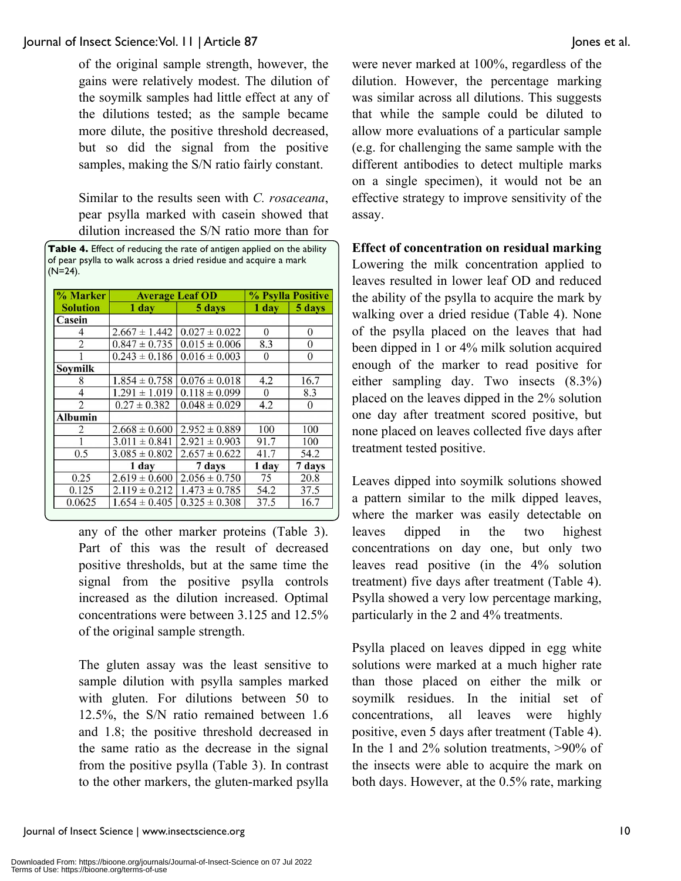of the original sample strength, however, the gains were relatively modest. The dilution of the soymilk samples had little effect at any of the dilutions tested; as the sample became more dilute, the positive threshold decreased, but so did the signal from the positive samples, making the S/N ratio fairly constant.

Similar to the results seen with *C. rosaceana*, pear psylla marked with casein showed that dilution increased the S/N ratio more than for any of the other marker proteins (Table 3). Part of this was the result of decreased positive thresholds, but at the same time the signal from the positive psylla controls increased as the dilution increased. Optimal concentrations were between 3.125 and 12.5% of the original sample strength.

**Table 4.** Effect of reducing the rate of antigen applied on the ability of pear psylla to walk across a dried residue and acquire a mark (N=24).

| % Marker Solution | Average Leaf OD | | % Psylla Positive | |
|---|---|---|---|---|
| | 1 day | 5 days | 1 day | 5 days |
| **Casein** | | | | |
| 4 | 2.667 ± 1.442 | 0.027 ± 0.022 | 0 | 0 |
| 2 | 0.847 ± 0.735 | 0.015 ± 0.006 | 8.3 | 0 |
| 1 | 0.243 ± 0.186 | 0.016 ± 0.003 | 0 | 0 |
| **Soymilk** | | | | |
| 8 | 1.854 ± 0.758 | 0.076 ± 0.018 | 4.2 | 16.7 |
| 4 | 1.291 ± 1.019 | 0.118 ± 0.099 | 0 | 8.3 |
| 2 | 0.27 ± 0.382 | 0.048 ± 0.029 | 4.2 | 0 |
| **Albumin** | | | | |
| 2 | 2.668 ± 0.600 | 2.952 ± 0.889 | 100 | 100 |
| 1 | 3.011 ± 0.841 | 2.921 ± 0.903 | 91.7 | 100 |
| 0.5 | 3.085 ± 0.802 | 2.657 ± 0.622 | 41.7 | 54.2 |
| | 1 day | 7 days | 1 day | 7 days |
| 0.25 | 2.619 ± 0.600 | 2.056 ± 0.750 | 75 | 20.8 |
| 0.125 | 2.119 ± 0.212 | 1.473 ± 0.785 | 54.2 | 37.5 |
| 0.0625 | 1.654 ± 0.405 | 0.325 ± 0.308 | 37.5 | 16.7 |

The gluten assay was the least sensitive to sample dilution with psylla samples marked with gluten. For dilutions between 50 to 12.5%, the S/N ratio remained between 1.6 and 1.8; the positive threshold decreased in the same ratio as the decrease in the signal from the positive psylla (Table 3). In contrast to the other markers, the gluten-marked psylla were never marked at 100%, regardless of the dilution. However, the percentage marking was similar across all dilutions. This suggests that while the sample could be diluted to allow more evaluations of a particular sample (e.g. for challenging the same sample with the different antibodies to detect multiple marks on a single specimen), it would not be an effective strategy to improve sensitivity of the assay.

**Effect of concentration on residual marking**

Lowering the milk concentration applied to leaves resulted in lower leaf OD and reduced the ability of the psylla to acquire the mark by walking over a dried residue (Table 4). None of the psylla placed on the leaves that had been dipped in 1 or 4% milk solution acquired enough of the marker to read positive for either sampling day. Two insects (8.3%) placed on the leaves dipped in the 2% solution one day after treatment scored positive, but none placed on leaves collected five days after treatment tested positive.

Leaves dipped into soymilk solutions showed a pattern similar to the milk dipped leaves, where the marker was easily detectable on leaves dipped in the two highest concentrations on day one, but only two leaves read positive (in the 4% solution treatment) five days after treatment (Table 4). Psylla showed a very low percentage marking, particularly in the 2 and 4% treatments.

Psylla placed on leaves dipped in egg white solutions were marked at a much higher rate than those placed on either the milk or soymilk residues. In the initial set of concentrations, all leaves were highly positive, even 5 days after treatment (Table 4). In the 1 and 2% solution treatments, >90% of the insects were able to acquire the mark on both days. However, at the 0.5% rate, marking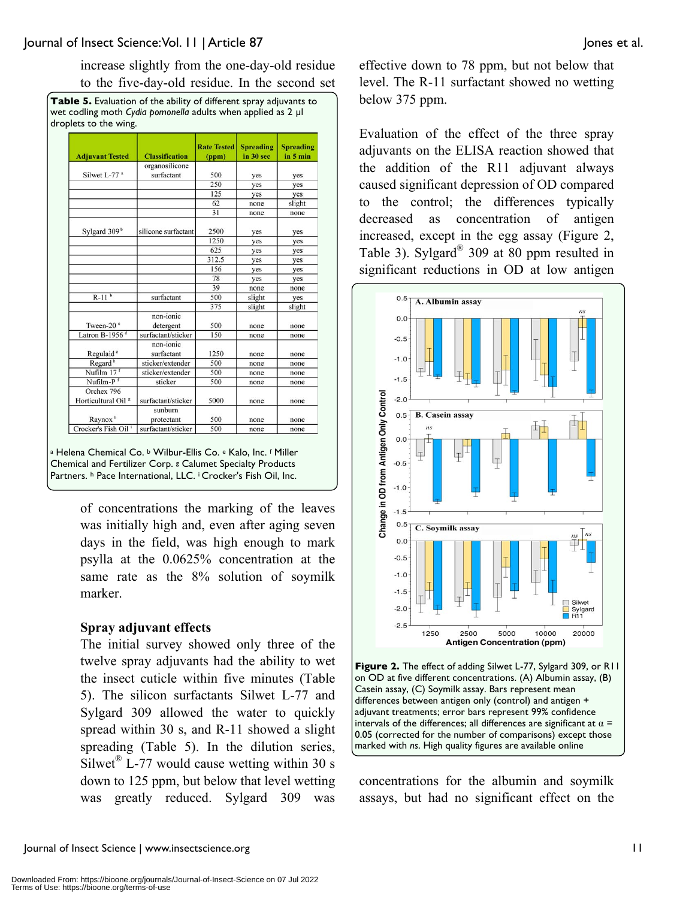increase slightly from the one-day-old residue to the five-day-old residue. In the second set of concentrations the marking of the leaves was initially high and, even after aging seven days in the field, was high enough to mark psylla at the 0.0625% concentration at the same rate as the 8% solution of soymilk marker.

**Table 5.** Evaluation of the ability of different spray adjuvants to wet codling moth *Cydia pomonella* adults when applied as 2 µl droplets to the wing.

| Adjuvant Tested | Classification | Rate Tested (ppm) | Spreading in 30 sec | Spreading in 5 min |
|---|---|---|---|---|
| Silwet L-77 [a] | organosilicone surfactant | 500 | yes | yes |
| | | 250 | yes | yes |
| | | 125 | yes | yes |
| | | 62 | none | slight |
| | | 31 | none | none |
| Sylgard 309 [b] | silicone surfactant | 2500 | yes | yes |
| | | 1250 | yes | yes |
| | | 625 | yes | yes |
| | | 312.5 | yes | yes |
| | | 156 | yes | yes |
| | | 78 | yes | yes |
| | | 39 | none | none |
| R-11 [b] | surfactant | 500 | slight | yes |
| | | 375 | slight | slight |
| Tween-20 [c] | non-ionic detergent | 500 | none | none |
| Latron B-1956 [d] | surfactant/sticker | 150 | none | none |
| Regulaid [e] | non-ionic surfactant | 1250 | none | none |
| Regard [b] | sticker/extender | 500 | none | none |
| Nufilm 17 [f] | sticker/extender | 500 | none | none |
| Nufilm-P [f] | sticker | 500 | none | none |
| Orchex 796 Horticultural Oil [g] | surfactant/sticker | 5000 | none | none |
| Raynox [h] | sunburn protectant | 500 | none | none |
| Crocker's Fish Oil [i] | surfactant/sticker | 500 | none | none |

[a] Helena Chemical Co. [b] Wilbur-Ellis Co. [e] Kalo, Inc. [f] Miller Chemical and Fertilizer Corp. [g] Calumet Specialty Products Partners. [h] Pace International, LLC. [i] Crocker's Fish Oil, Inc.

## Spray adjuvant effects

The initial survey showed only three of the twelve spray adjuvants had the ability to wet the insect cuticle within five minutes (Table 5). The silicon surfactants Silwet L-77 and Sylgard 309 allowed the water to quickly spread within 30 s, and R-11 showed a slight spreading (Table 5). In the dilution series, Silwet® L-77 would cause wetting within 30 s down to 125 ppm, but below that level wetting was greatly reduced. Sylgard 309 was effective down to 78 ppm, but not below that level. The R-11 surfactant showed no wetting below 375 ppm.

Evaluation of the effect of the three spray adjuvants on the ELISA reaction showed that the addition of the R11 adjuvant always caused significant depression of OD compared to the control; the differences typically decreased as concentration of antigen increased, except in the egg assay (Figure 2, Table 3). Sylgard® 309 at 80 ppm resulted in significant reductions in OD at low antigen concentrations for the albumin and soymilk assays, but had no significant effect on the

**Figure 2.** The effect of adding Silwet L-77, Sylgard 309, or R11 on OD at five different concentrations. (A) Albumin assay, (B) Casein assay, (C) Soymilk assay. Bars represent mean differences between antigen only (control) and antigen + adjuvant treatments; error bars represent 99% confidence intervals of the differences; all differences are significant at $\alpha$ = 0.05 (corrected for the number of comparisons) except those marked with *ns*. High quality figures are available online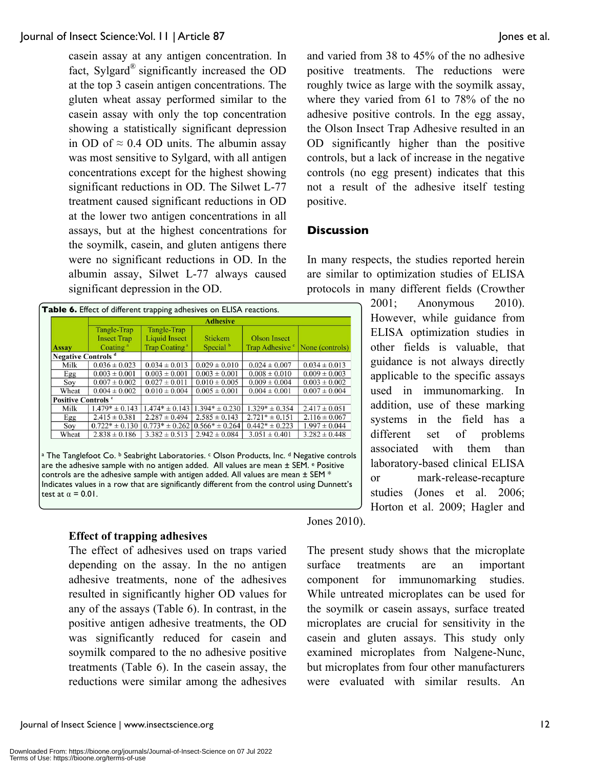casein assay at any antigen concentration. In fact, Sylgard® significantly increased the OD at the top 3 casein antigen concentrations. The gluten wheat assay performed similar to the casein assay with only the top concentration showing a statistically significant depression in OD of ≈ 0.4 OD units. The albumin assay was most sensitive to Sylgard, with all antigen concentrations except for the highest showing significant reductions in OD. The Silwet L-77 treatment caused significant reductions in OD at the lower two antigen concentrations in all assays, but at the highest concentrations for the soymilk, casein, and gluten antigens there were no significant reductions in OD. In the albumin assay, Silwet L-77 always caused significant depression in the OD.

**Table 6.** Effect of different trapping adhesives on ELISA reactions.

| Assay | Adhesive | | | | |
|---|---|---|---|---|---|
| | Tangle-Trap Insect Trap Coating [a] | Tangle-Trap Liquid Insect Trap Coating [a] | Stickem Special [b] | Olson Insect Trap Adhesive [c] | None (controls) |
| **Negative Controls [d]** | | | | | |
| Milk | 0.036 ± 0.023 | 0.034 ± 0.013 | 0.029 ± 0.010 | 0.024 ± 0.007 | 0.034 ± 0.013 |
| Egg | 0.003 ± 0.001 | 0.003 ± 0.001 | 0.003 ± 0.001 | 0.008 ± 0.010 | 0.009 ± 0.003 |
| Soy | 0.007 ± 0.002 | 0.027 ± 0.011 | 0.010 ± 0.005 | 0.009 ± 0.004 | 0.003 ± 0.002 |
| Wheat | 0.004 ± 0.002 | 0.010 ± 0.004 | 0.005 ± 0.001 | 0.004 ± 0.001 | 0.007 ± 0.004 |
| **Positive Controls [e]** | | | | | |
| Milk | 1.479* ± 0.143 | 1.474* ± 0.143 | 1.394* ± 0.230 | 1.329* ± 0.354 | 2.417 ± 0.051 |
| Egg | 2.415 ± 0.381 | 2.287 ± 0.494 | 2.585 ± 0.143 | 2.721* ± 0.151 | 2.116 ± 0.067 |
| Soy | 0.722* ± 0.130 | 0.773* ± 0.262 | 0.566* ± 0.264 | 0.442* ± 0.223 | 1.997 ± 0.044 |
| Wheat | 2.838 ± 0.186 | 3.382 ± 0.513 | 2.942 ± 0.084 | 3.051 ± 0.401 | 3.282 ± 0.448 |

[a] The Tanglefoot Co. [b] Seabright Laboratories. [c] Olson Products, Inc. [d] Negative controls are the adhesive sample with no antigen added. All values are mean ± SEM. [e] Positive controls are the adhesive sample with antigen added. All values are mean ± SEM * Indicates values in a row that are significantly different from the control using Dunnett's test at $\alpha = 0.01$.

### Effect of trapping adhesives

The effect of adhesives used on traps varied depending on the assay. In the no antigen adhesive treatments, none of the adhesives resulted in significantly higher OD values for any of the assays (Table 6). In contrast, in the positive antigen adhesive treatments, the OD was significantly reduced for casein and soymilk compared to the no adhesive positive treatments (Table 6). In the casein assay, the reductions were similar among the adhesives and varied from 38 to 45% of the no adhesive positive treatments. The reductions were roughly twice as large with the soymilk assay, where they varied from 61 to 78% of the no adhesive positive controls. In the egg assay, the Olson Insect Trap Adhesive resulted in an OD significantly higher than the positive controls, but a lack of increase in the negative controls (no egg present) indicates that this not a result of the adhesive itself testing positive.

## Discussion

In many respects, the studies reported herein are similar to optimization studies of ELISA protocols in many different fields (Crowther 2001; Anonymous 2010). However, while guidance from ELISA optimization studies in other fields is valuable, that guidance is not always directly applicable to the specific assays used in immunomarking. In addition, use of these marking systems in the field has a different set of problems associated with them than laboratory-based clinical ELISA or mark-release-recapture studies (Jones et al. 2006; Horton et al. 2009; Hagler and Jones 2010).

The present study shows that the microplate surface treatments are an important component for immunomarking studies. While untreated microplates can be used for the soymilk or casein assays, surface treated microplates are crucial for sensitivity in the casein and gluten assays. This study only examined microplates from Nalgene-Nunc, but microplates from four other manufacturers were evaluated with similar results. An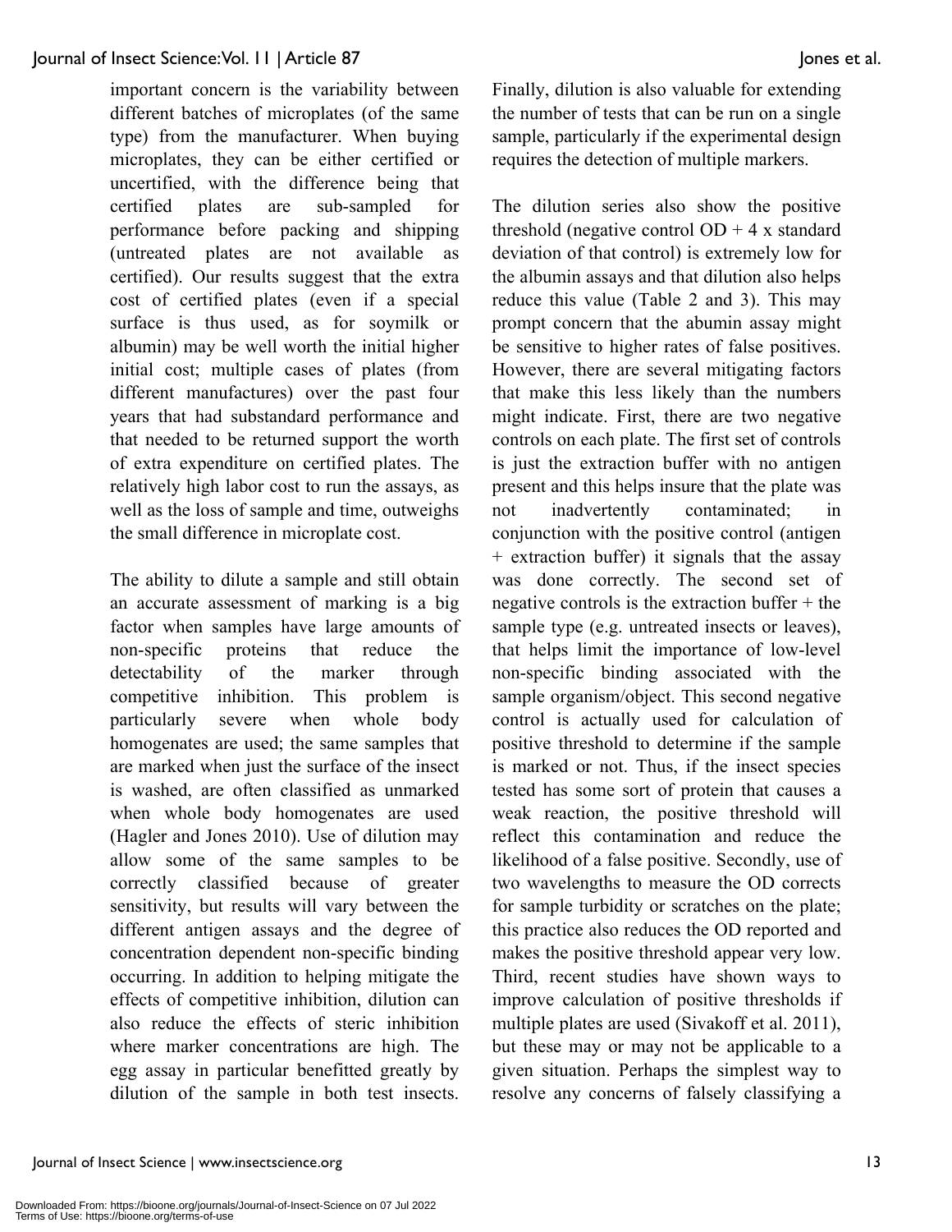important concern is the variability between different batches of microplates (of the same type) from the manufacturer. When buying microplates, they can be either certified or uncertified, with the difference being that certified plates are sub-sampled for performance before packing and shipping (untreated plates are not available as certified). Our results suggest that the extra cost of certified plates (even if a special surface is thus used, as for soymilk or albumin) may be well worth the initial higher initial cost; multiple cases of plates (from different manufactures) over the past four years that had substandard performance and that needed to be returned support the worth of extra expenditure on certified plates. The relatively high labor cost to run the assays, as well as the loss of sample and time, outweighs the small difference in microplate cost.

The ability to dilute a sample and still obtain an accurate assessment of marking is a big factor when samples have large amounts of non-specific proteins that reduce the detectability of the marker through competitive inhibition. This problem is particularly severe when whole body homogenates are used; the same samples that are marked when just the surface of the insect is washed, are often classified as unmarked when whole body homogenates are used (Hagler and Jones 2010). Use of dilution may allow some of the same samples to be correctly classified because of greater sensitivity, but results will vary between the different antigen assays and the degree of concentration dependent non-specific binding occurring. In addition to helping mitigate the effects of competitive inhibition, dilution can also reduce the effects of steric inhibition where marker concentrations are high. The egg assay in particular benefitted greatly by dilution of the sample in both test insects. Finally, dilution is also valuable for extending the number of tests that can be run on a single sample, particularly if the experimental design requires the detection of multiple markers.

The dilution series also show the positive threshold (negative control OD + 4 x standard deviation of that control) is extremely low for the albumin assays and that dilution also helps reduce this value (Table 2 and 3). This may prompt concern that the abumin assay might be sensitive to higher rates of false positives. However, there are several mitigating factors that make this less likely than the numbers might indicate. First, there are two negative controls on each plate. The first set of controls is just the extraction buffer with no antigen present and this helps insure that the plate was not inadvertently contaminated; in conjunction with the positive control (antigen + extraction buffer) it signals that the assay was done correctly. The second set of negative controls is the extraction buffer + the sample type (e.g. untreated insects or leaves), that helps limit the importance of low-level non-specific binding associated with the sample organism/object. This second negative control is actually used for calculation of positive threshold to determine if the sample is marked or not. Thus, if the insect species tested has some sort of protein that causes a weak reaction, the positive threshold will reflect this contamination and reduce the likelihood of a false positive. Secondly, use of two wavelengths to measure the OD corrects for sample turbidity or scratches on the plate; this practice also reduces the OD reported and makes the positive threshold appear very low. Third, recent studies have shown ways to improve calculation of positive thresholds if multiple plates are used (Sivakoff et al. 2011), but these may or may not be applicable to a given situation. Perhaps the simplest way to resolve any concerns of falsely classifying a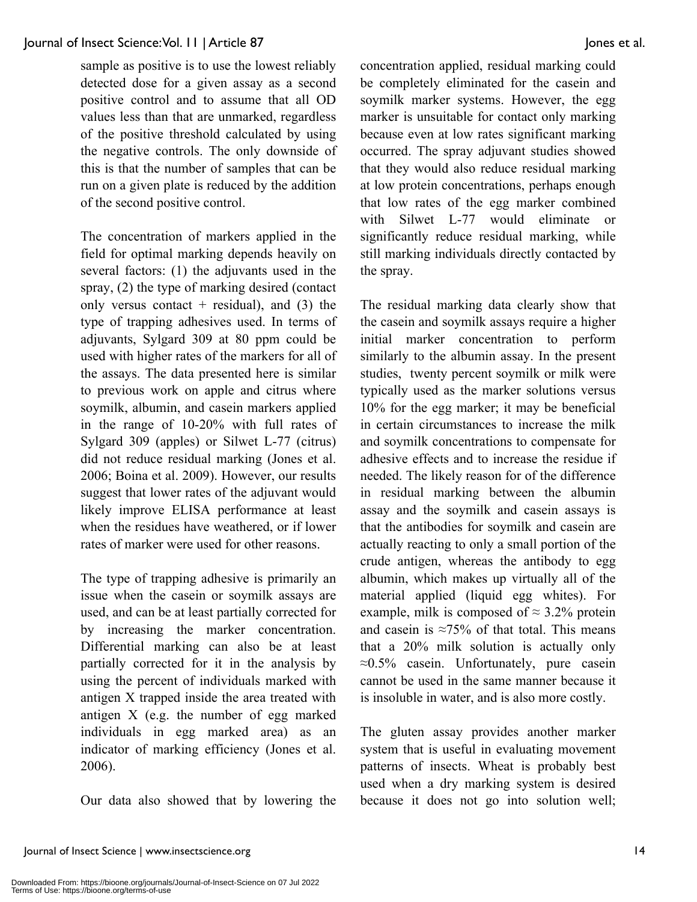sample as positive is to use the lowest reliably detected dose for a given assay as a second positive control and to assume that all OD values less than that are unmarked, regardless of the positive threshold calculated by using the negative controls. The only downside of this is that the number of samples that can be run on a given plate is reduced by the addition of the second positive control.

The concentration of markers applied in the field for optimal marking depends heavily on several factors: (1) the adjuvants used in the spray, (2) the type of marking desired (contact only versus contact + residual), and (3) the type of trapping adhesives used. In terms of adjuvants, Sylgard 309 at 80 ppm could be used with higher rates of the markers for all of the assays. The data presented here is similar to previous work on apple and citrus where soymilk, albumin, and casein markers applied in the range of 10-20% with full rates of Sylgard 309 (apples) or Silwet L-77 (citrus) did not reduce residual marking (Jones et al. 2006; Boina et al. 2009). However, our results suggest that lower rates of the adjuvant would likely improve ELISA performance at least when the residues have weathered, or if lower rates of marker were used for other reasons.

The type of trapping adhesive is primarily an issue when the casein or soymilk assays are used, and can be at least partially corrected for by increasing the marker concentration. Differential marking can also be at least partially corrected for it in the analysis by using the percent of individuals marked with antigen X trapped inside the area treated with antigen X (e.g. the number of egg marked individuals in egg marked area) as an indicator of marking efficiency (Jones et al. 2006).

Our data also showed that by lowering the concentration applied, residual marking could be completely eliminated for the casein and soymilk marker systems. However, the egg marker is unsuitable for contact only marking because even at low rates significant marking occurred. The spray adjuvant studies showed that they would also reduce residual marking at low protein concentrations, perhaps enough that low rates of the egg marker combined with Silwet L-77 would eliminate or significantly reduce residual marking, while still marking individuals directly contacted by the spray.

The residual marking data clearly show that the casein and soymilk assays require a higher initial marker concentration to perform similarly to the albumin assay. In the present studies, twenty percent soymilk or milk were typically used as the marker solutions versus 10% for the egg marker; it may be beneficial in certain circumstances to increase the milk and soymilk concentrations to compensate for adhesive effects and to increase the residue if needed. The likely reason for of the difference in residual marking between the albumin assay and the soymilk and casein assays is that the antibodies for soymilk and casein are actually reacting to only a small portion of the crude antigen, whereas the antibody to egg albumin, which makes up virtually all of the material applied (liquid egg whites). For example, milk is composed of $\approx$ 3.2% protein and casein is $\approx$75% of that total. This means that a 20% milk solution is actually only $\approx$0.5% casein. Unfortunately, pure casein cannot be used in the same manner because it is insoluble in water, and is also more costly.

The gluten assay provides another marker system that is useful in evaluating movement patterns of insects. Wheat is probably best used when a dry marking system is desired because it does not go into solution well;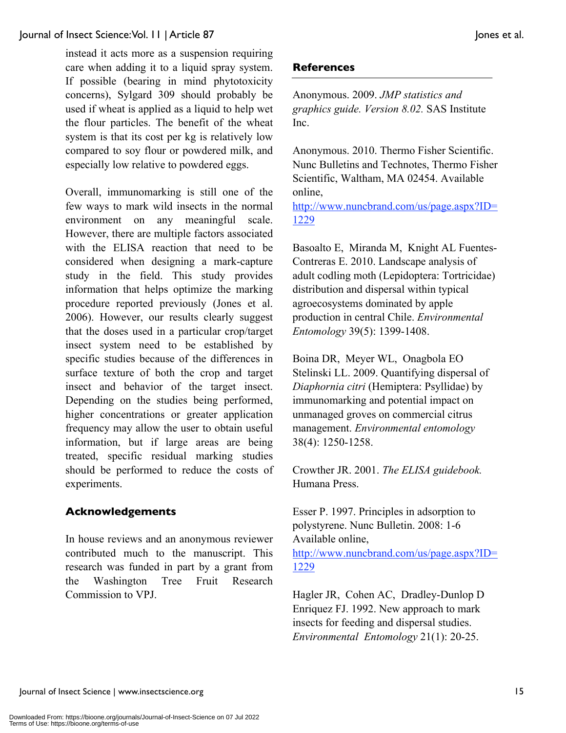instead it acts more as a suspension requiring care when adding it to a liquid spray system. If possible (bearing in mind phytotoxicity concerns), Sylgard 309 should probably be used if wheat is applied as a liquid to help wet the flour particles. The benefit of the wheat system is that its cost per kg is relatively low compared to soy flour or powdered milk, and especially low relative to powdered eggs.

Overall, immunomarking is still one of the few ways to mark wild insects in the normal environment on any meaningful scale. However, there are multiple factors associated with the ELISA reaction that need to be considered when designing a mark-capture study in the field. This study provides information that helps optimize the marking procedure reported previously (Jones et al. 2006). However, our results clearly suggest that the doses used in a particular crop/target insect system need to be established by specific studies because of the differences in surface texture of both the crop and target insect and behavior of the target insect. Depending on the studies being performed, higher concentrations or greater application frequency may allow the user to obtain useful information, but if large areas are being treated, specific residual marking studies should be performed to reduce the costs of experiments.

## Acknowledgements

In house reviews and an anonymous reviewer contributed much to the manuscript. This research was funded in part by a grant from the Washington Tree Fruit Research Commission to VPJ.

## References

Anonymous. 2009. *JMP statistics and graphics guide. Version 8.02.* SAS Institute Inc.

Anonymous. 2010. Thermo Fisher Scientific. Nunc Bulletins and Technotes, Thermo Fisher Scientific, Waltham, MA 02454. Available online, http://www.nuncbrand.com/us/page.aspx?ID=1229

Basoalto E, Miranda M, Knight AL Fuentes-Contreras E. 2010. Landscape analysis of adult codling moth (Lepidoptera: Tortricidae) distribution and dispersal within typical agroecosystems dominated by apple production in central Chile. *Environmental Entomology* 39(5): 1399-1408.

Boina DR, Meyer WL, Onagbola EO Stelinski LL. 2009. Quantifying dispersal of *Diaphornia citri* (Hemiptera: Psyllidae) by immunomarking and potential impact on unmanaged groves on commercial citrus management. *Environmental entomology* 38(4): 1250-1258.

Crowther JR. 2001. *The ELISA guidebook.* Humana Press.

Esser P. 1997. Principles in adsorption to polystyrene. Nunc Bulletin. 2008: 1-6 Available online, http://www.nuncbrand.com/us/page.aspx?ID=1229

Hagler JR, Cohen AC, Dradley-Dunlop D Enriquez FJ. 1992. New approach to mark insects for feeding and dispersal studies. *Environmental Entomology* 21(1): 20-25.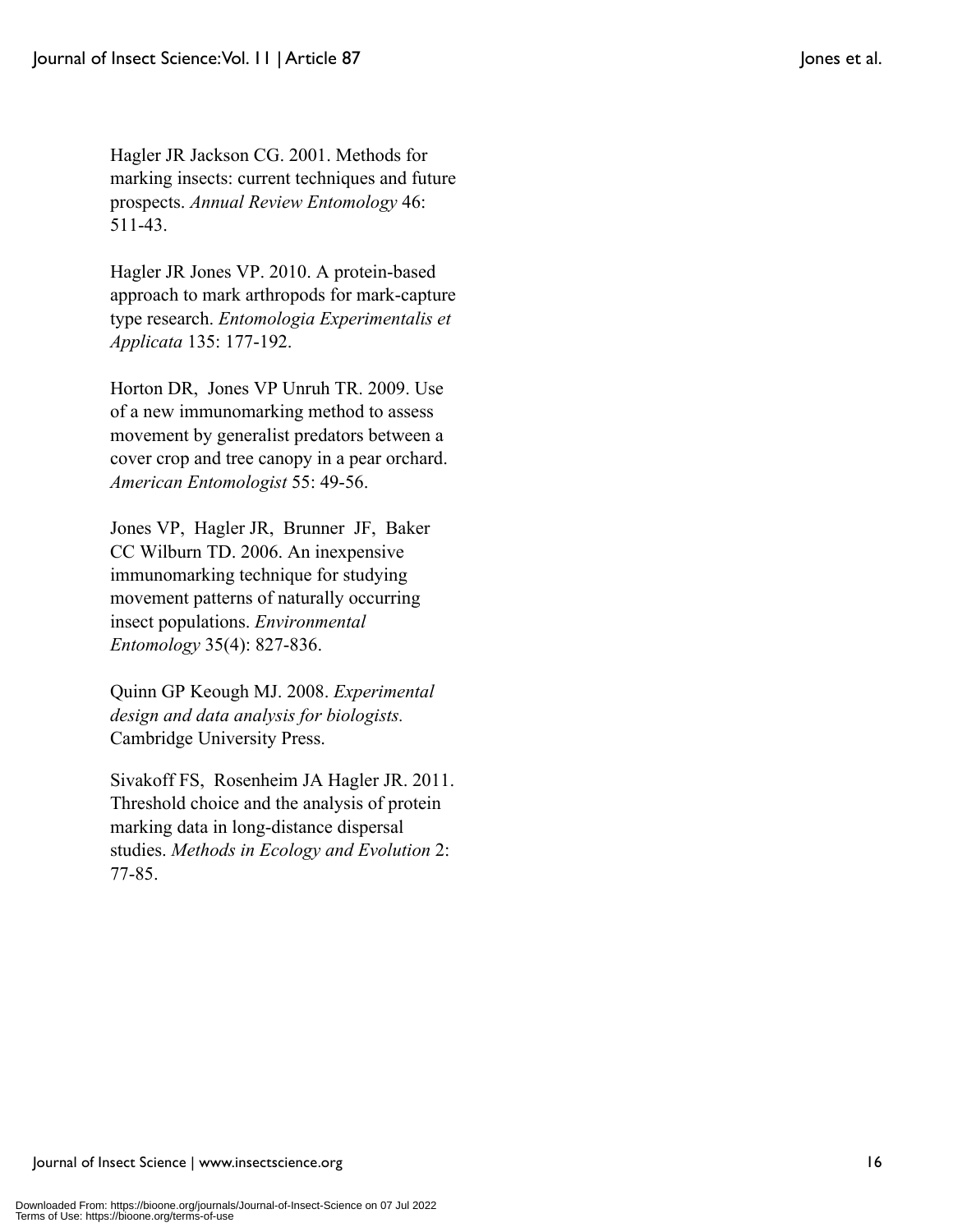Hagler JR Jackson CG. 2001. Methods for marking insects: current techniques and future prospects. *Annual Review Entomology* 46: 511-43.

Hagler JR Jones VP. 2010. A protein-based approach to mark arthropods for mark-capture type research. *Entomologia Experimentalis et Applicata* 135: 177-192.

Horton DR, Jones VP Unruh TR. 2009. Use of a new immunomarking method to assess movement by generalist predators between a cover crop and tree canopy in a pear orchard. *American Entomologist* 55: 49-56.

Jones VP, Hagler JR, Brunner JF, Baker CC Wilburn TD. 2006. An inexpensive immunomarking technique for studying movement patterns of naturally occurring insect populations. *Environmental Entomology* 35(4): 827-836.

Quinn GP Keough MJ. 2008. *Experimental design and data analysis for biologists.* Cambridge University Press.

Sivakoff FS, Rosenheim JA Hagler JR. 2011. Threshold choice and the analysis of protein marking data in long-distance dispersal studies. *Methods in Ecology and Evolution* 2: 77-85.